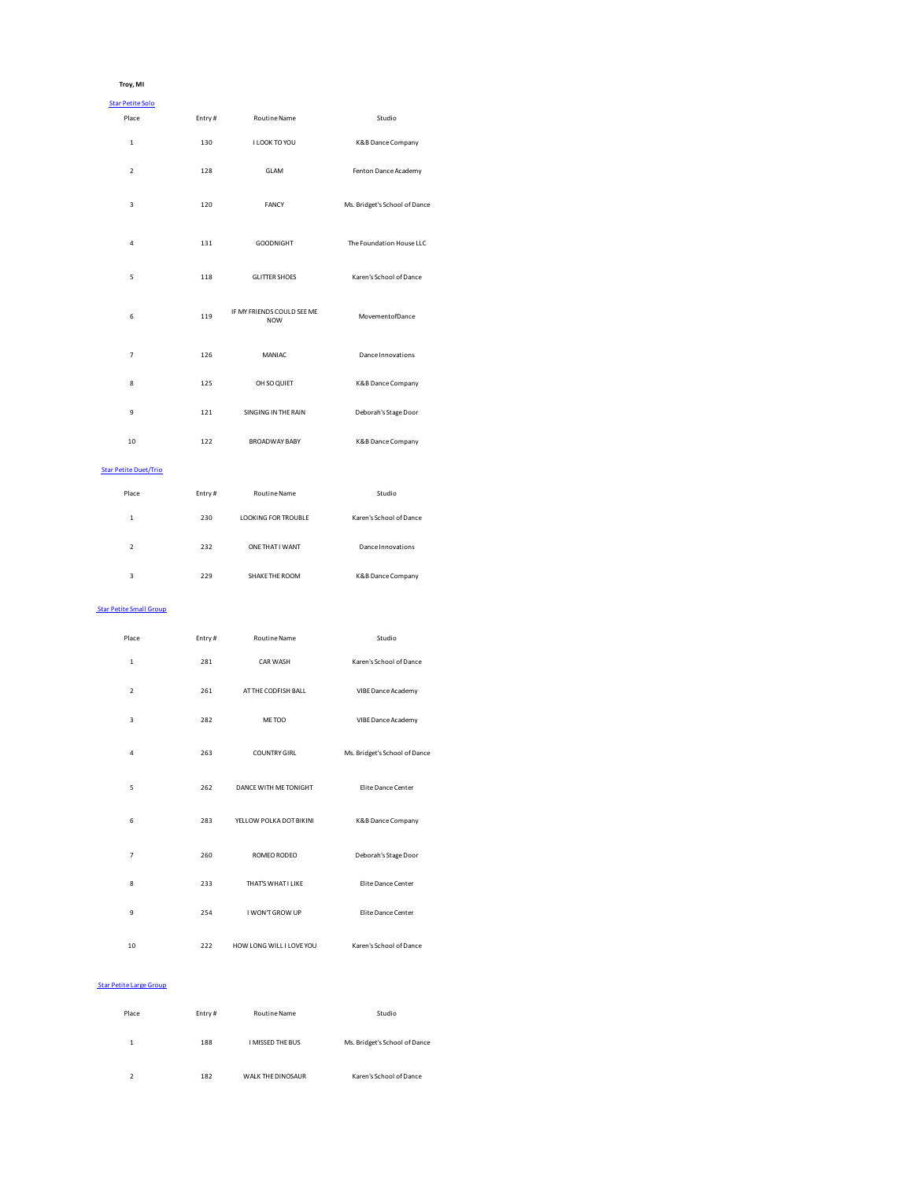**Troy, MI**

[Star Petite Solo]

| Place | Entry # | Routine Name | Studio |
|---|---|---|---|
| 1 | 130 | I LOOK TO YOU | K&B Dance Company |
| 2 | 128 | GLAM | Fenton Dance Academy |
| 3 | 120 | FANCY | Ms. Bridget's School of Dance |
| 4 | 131 | GOODNIGHT | The Foundation House LLC |
| 5 | 118 | GLITTER SHOES | Karen's School of Dance |
| 6 | 119 | IF MY FRIENDS COULD SEE ME NOW | MovementofDance |
| 7 | 126 | MANIAC | Dance Innovations |
| 8 | 125 | OH SO QUIET | K&B Dance Company |
| 9 | 121 | SINGING IN THE RAIN | Deborah's Stage Door |
| 10 | 122 | BROADWAY BABY | K&B Dance Company |

[Star Petite Duet/Trio]

| Place | Entry # | Routine Name | Studio |
|---|---|---|---|
| 1 | 230 | LOOKING FOR TROUBLE | Karen's School of Dance |
| 2 | 232 | ONE THAT I WANT | Dance Innovations |
| 3 | 229 | SHAKE THE ROOM | K&B Dance Company |

[Star Petite Small Group]

| Place | Entry # | Routine Name | Studio |
|---|---|---|---|
| 1 | 281 | CAR WASH | Karen's School of Dance |
| 2 | 261 | AT THE CODFISH BALL | VIBE Dance Academy |
| 3 | 282 | ME TOO | VIBE Dance Academy |
| 4 | 263 | COUNTRY GIRL | Ms. Bridget's School of Dance |
| 5 | 262 | DANCE WITH ME TONIGHT | Elite Dance Center |
| 6 | 283 | YELLOW POLKA DOT BIKINI | K&B Dance Company |
| 7 | 260 | ROMEO RODEO | Deborah's Stage Door |
| 8 | 233 | THAT'S WHAT I LIKE | Elite Dance Center |
| 9 | 254 | I WON'T GROW UP | Elite Dance Center |
| 10 | 222 | HOW LONG WILL I LOVE YOU | Karen's School of Dance |

[Star Petite Large Group]

| Place | Entry # | Routine Name | Studio |
|---|---|---|---|
| 1 | 188 | I MISSED THE BUS | Ms. Bridget's School of Dance |
| 2 | 182 | WALK THE DINOSAUR | Karen's School of Dance |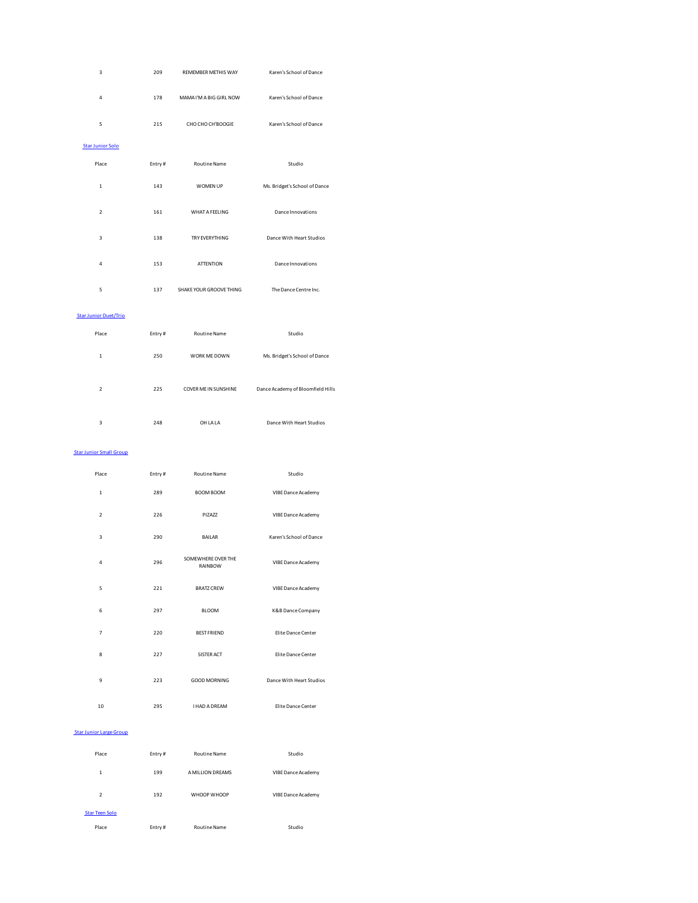| Place | Entry # | Routine Name | Studio |
|---|---|---|---|
| 3 | 209 | REMEMBER METHIS WAY | Karen's School of Dance |
| 4 | 178 | MAMA I'M A BIG GIRL NOW | Karen's School of Dance |
| 5 | 215 | CHO CHO CH'BOOGIE | Karen's School of Dance |

[Star Junior Solo]

| Place | Entry # | Routine Name | Studio |
|---|---|---|---|
| 1 | 143 | WOMEN UP | Ms. Bridget's School of Dance |
| 2 | 161 | WHAT A FEELING | Dance Innovations |
| 3 | 138 | TRY EVERYTHING | Dance With Heart Studios |
| 4 | 153 | ATTENTION | Dance Innovations |
| 5 | 137 | SHAKE YOUR GROOVE THING | The Dance Centre Inc. |

[Star Junior Duet/Trio]

| Place | Entry # | Routine Name | Studio |
|---|---|---|---|
| 1 | 250 | WORK ME DOWN | Ms. Bridget's School of Dance |
| 2 | 225 | COVER ME IN SUNSHINE | Dance Academy of Bloomfield Hills |
| 3 | 248 | OH LA LA | Dance With Heart Studios |

[Star Junior Small Group]

| Place | Entry # | Routine Name | Studio |
|---|---|---|---|
| 1 | 289 | BOOM BOOM | VIBE Dance Academy |
| 2 | 226 | PIZAZZ | VIBE Dance Academy |
| 3 | 290 | BAILAR | Karen's School of Dance |
| 4 | 296 | SOMEWHERE OVER THE RAINBOW | VIBE Dance Academy |
| 5 | 221 | BRATZ CREW | VIBE Dance Academy |
| 6 | 297 | BLOOM | K&B Dance Company |
| 7 | 220 | BEST FRIEND | Elite Dance Center |
| 8 | 227 | SISTER ACT | Elite Dance Center |
| 9 | 223 | GOOD MORNING | Dance With Heart Studios |
| 10 | 295 | I HAD A DREAM | Elite Dance Center |

[Star Junior Large Group]

| Place | Entry # | Routine Name | Studio |
|---|---|---|---|
| 1 | 199 | A MILLION DREAMS | VIBE Dance Academy |
| 2 | 192 | WHOOP WHOOP | VIBE Dance Academy |

[Star Teen Solo]

| Place | Entry # | Routine Name | Studio |
|---|---|---|---|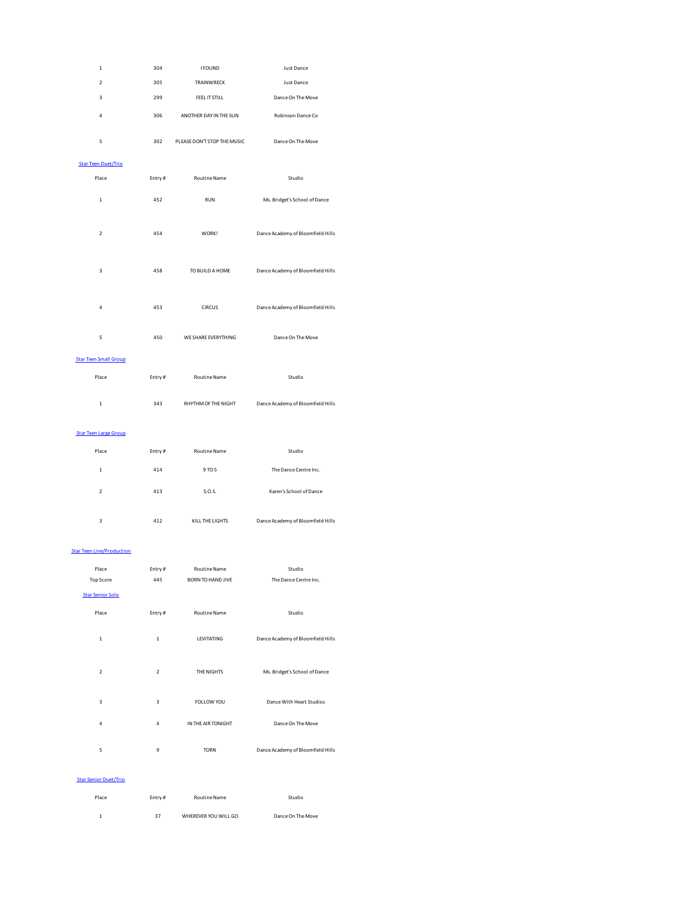| Place | Entry # | Routine Name | Studio |
|---|---|---|---|
| 1 | 304 | I FOUND | Just Dance |
| 2 | 305 | TRAINWRECK | Just Dance |
| 3 | 299 | FEEL IT STILL | Dance On The Move |
| 4 | 306 | ANOTHER DAY IN THE SUN | Robinson Dance Co |
| 5 | 302 | PLEASE DON'T STOP THE MUSIC | Dance On The Move |

### Star Teen Duet/Trio

| Place | Entry # | Routine Name | Studio |
|---|---|---|---|
| 1 | 452 | RUN | Ms. Bridget's School of Dance |
| 2 | 454 | WORK! | Dance Academy of Bloomfield Hills |
| 3 | 458 | TO BUILD A HOME | Dance Academy of Bloomfield Hills |
| 4 | 453 | CIRCUS | Dance Academy of Bloomfield Hills |
| 5 | 450 | WE SHARE EVERYTHING | Dance On The Move |

### Star Teen Small Group

| Place | Entry # | Routine Name | Studio |
|---|---|---|---|
| 1 | 343 | RHYTHM OF THE NIGHT | Dance Academy of Bloomfield Hills |

### Star Teen Large Group

| Place | Entry # | Routine Name | Studio |
|---|---|---|---|
| 1 | 414 | 9 TO 5 | The Dance Centre Inc. |
| 2 | 413 | S.O.S. | Karen's School of Dance |
| 3 | 412 | KILL THE LIGHTS | Dance Academy of Bloomfield Hills |

### Star Teen Line/Production

| Place | Entry # | Routine Name | Studio |
|---|---|---|---|
| Top Score | 445 | BORN TO HAND JIVE | The Dance Centre Inc. |

### Star Senior Solo

| Place | Entry # | Routine Name | Studio |
|---|---|---|---|
| 1 | 1 | LEVITATING | Dance Academy of Bloomfield Hills |
| 2 | 2 | THE NIGHTS | Ms. Bridget's School of Dance |
| 3 | 3 | FOLLOW YOU | Dance With Heart Studios |
| 4 | 4 | IN THE AIR TONIGHT | Dance On The Move |
| 5 | 9 | TORN | Dance Academy of Bloomfield Hills |

### Star Senior Duet/Trio

| Place | Entry # | Routine Name | Studio |
|---|---|---|---|
| 1 | 37 | WHEREVER YOU WILL GO | Dance On The Move |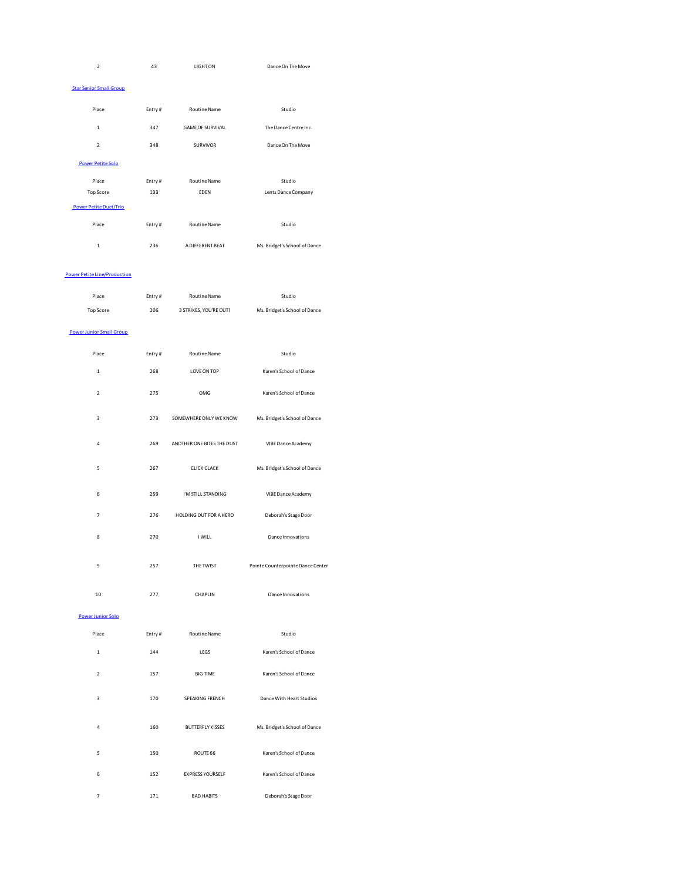| Place | Entry # | Routine Name | Studio |
|---|---|---|---|
| 2 | 43 | LIGHT ON | Dance On The Move |

### Star Senior Small Group

| Place | Entry # | Routine Name | Studio |
|---|---|---|---|
| 1 | 347 | GAME OF SURVIVAL | The Dance Centre Inc. |
| 2 | 348 | SURVIVOR | Dance On The Move |

### Power Petite Solo

| Place | Entry # | Routine Name | Studio |
|---|---|---|---|
| Top Score | 133 | EDEN | Lents Dance Company |

### Power Petite Duet/Trio

| Place | Entry # | Routine Name | Studio |
|---|---|---|---|
| 1 | 236 | A DIFFERENT BEAT | Ms. Bridget's School of Dance |

### Power Petite Line/Production

| Place | Entry # | Routine Name | Studio |
|---|---|---|---|
| Top Score | 206 | 3 STRIKES, YOU'RE OUT! | Ms. Bridget's School of Dance |

### Power Junior Small Group

| Place | Entry # | Routine Name | Studio |
|---|---|---|---|
| 1 | 268 | LOVE ON TOP | Karen's School of Dance |
| 2 | 275 | OMG | Karen's School of Dance |
| 3 | 273 | SOMEWHERE ONLY WE KNOW | Ms. Bridget's School of Dance |
| 4 | 269 | ANOTHER ONE BITES THE DUST | VIBE Dance Academy |
| 5 | 267 | CLICK CLACK | Ms. Bridget's School of Dance |
| 6 | 259 | I'M STILL STANDING | VIBE Dance Academy |
| 7 | 276 | HOLDING OUT FOR A HERO | Deborah's Stage Door |
| 8 | 270 | I WILL | Dance Innovations |
| 9 | 257 | THE TWIST | Pointe Counterpointe Dance Center |
| 10 | 277 | CHAPLIN | Dance Innovations |

### Power Junior Solo

| Place | Entry # | Routine Name | Studio |
|---|---|---|---|
| 1 | 144 | LEGS | Karen's School of Dance |
| 2 | 157 | BIG TIME | Karen's School of Dance |
| 3 | 170 | SPEAKING FRENCH | Dance With Heart Studios |
| 4 | 160 | BUTTERFLY KISSES | Ms. Bridget's School of Dance |
| 5 | 150 | ROUTE 66 | Karen's School of Dance |
| 6 | 152 | EXPRESS YOURSELF | Karen's School of Dance |
| 7 | 171 | BAD HABITS | Deborah's Stage Door |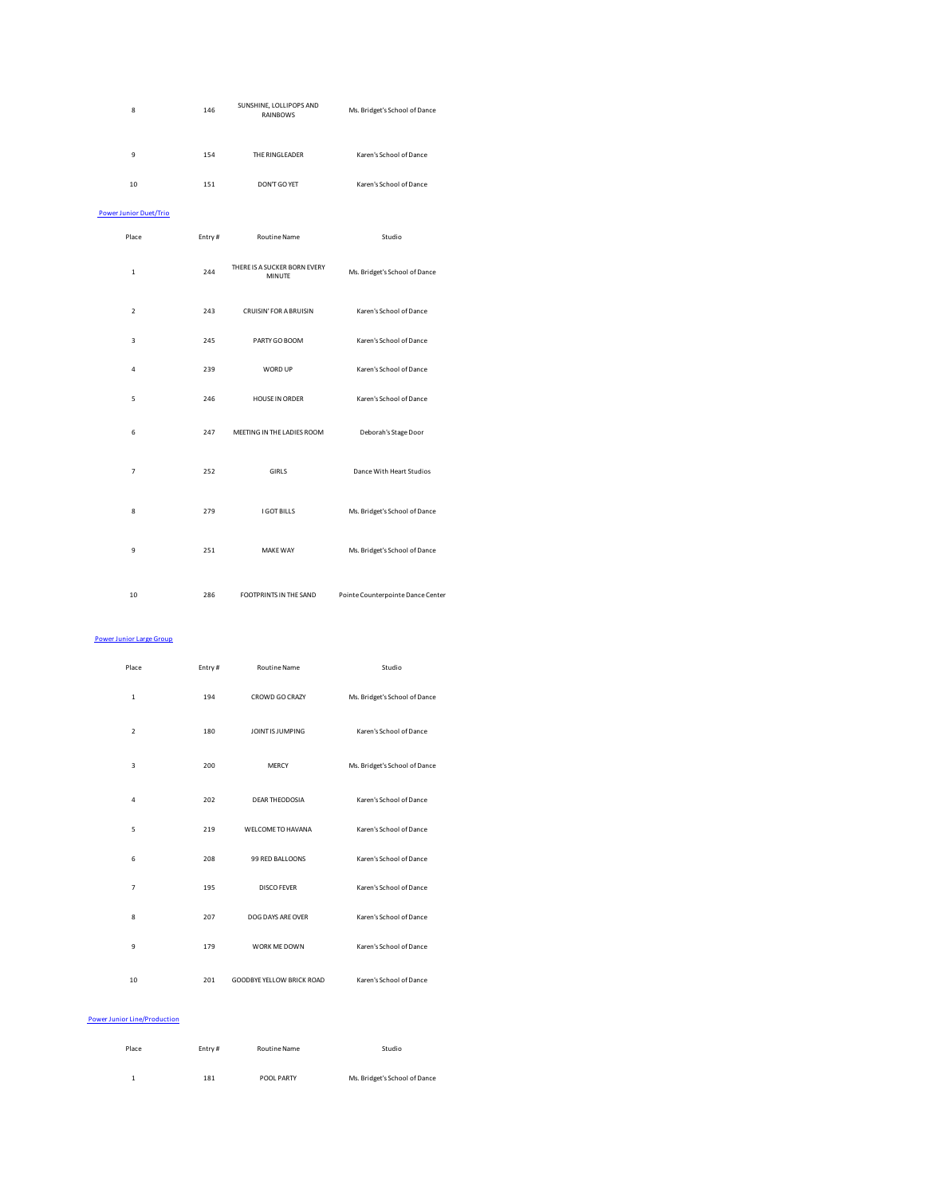| Place | Entry # | Routine Name | Studio |
|---|---|---|---|
| 8 | 146 | SUNSHINE, LOLLIPOPS AND RAINBOWS | Ms. Bridget's School of Dance |
| 9 | 154 | THE RINGLEADER | Karen's School of Dance |
| 10 | 151 | DON'T GO YET | Karen's School of Dance |

[Power Junior Duet/Trio]

| Place | Entry # | Routine Name | Studio |
|---|---|---|---|
| 1 | 244 | THERE IS A SUCKER BORN EVERY MINUTE | Ms. Bridget's School of Dance |
| 2 | 243 | CRUISIN' FOR A BRUISIN | Karen's School of Dance |
| 3 | 245 | PARTY GO BOOM | Karen's School of Dance |
| 4 | 239 | WORD UP | Karen's School of Dance |
| 5 | 246 | HOUSE IN ORDER | Karen's School of Dance |
| 6 | 247 | MEETING IN THE LADIES ROOM | Deborah's Stage Door |
| 7 | 252 | GIRLS | Dance With Heart Studios |
| 8 | 279 | I GOT BILLS | Ms. Bridget's School of Dance |
| 9 | 251 | MAKE WAY | Ms. Bridget's School of Dance |
| 10 | 286 | FOOTPRINTS IN THE SAND | Pointe Counterpointe Dance Center |

[Power Junior Large Group]

| Place | Entry # | Routine Name | Studio |
|---|---|---|---|
| 1 | 194 | CROWD GO CRAZY | Ms. Bridget's School of Dance |
| 2 | 180 | JOINT IS JUMPING | Karen's School of Dance |
| 3 | 200 | MERCY | Ms. Bridget's School of Dance |
| 4 | 202 | DEAR THEODOSIA | Karen's School of Dance |
| 5 | 219 | WELCOME TO HAVANA | Karen's School of Dance |
| 6 | 208 | 99 RED BALLOONS | Karen's School of Dance |
| 7 | 195 | DISCO FEVER | Karen's School of Dance |
| 8 | 207 | DOG DAYS ARE OVER | Karen's School of Dance |
| 9 | 179 | WORK ME DOWN | Karen's School of Dance |
| 10 | 201 | GOODBYE YELLOW BRICK ROAD | Karen's School of Dance |

[Power Junior Line/Production]

| Place | Entry # | Routine Name | Studio |
|---|---|---|---|
| 1 | 181 | POOL PARTY | Ms. Bridget's School of Dance |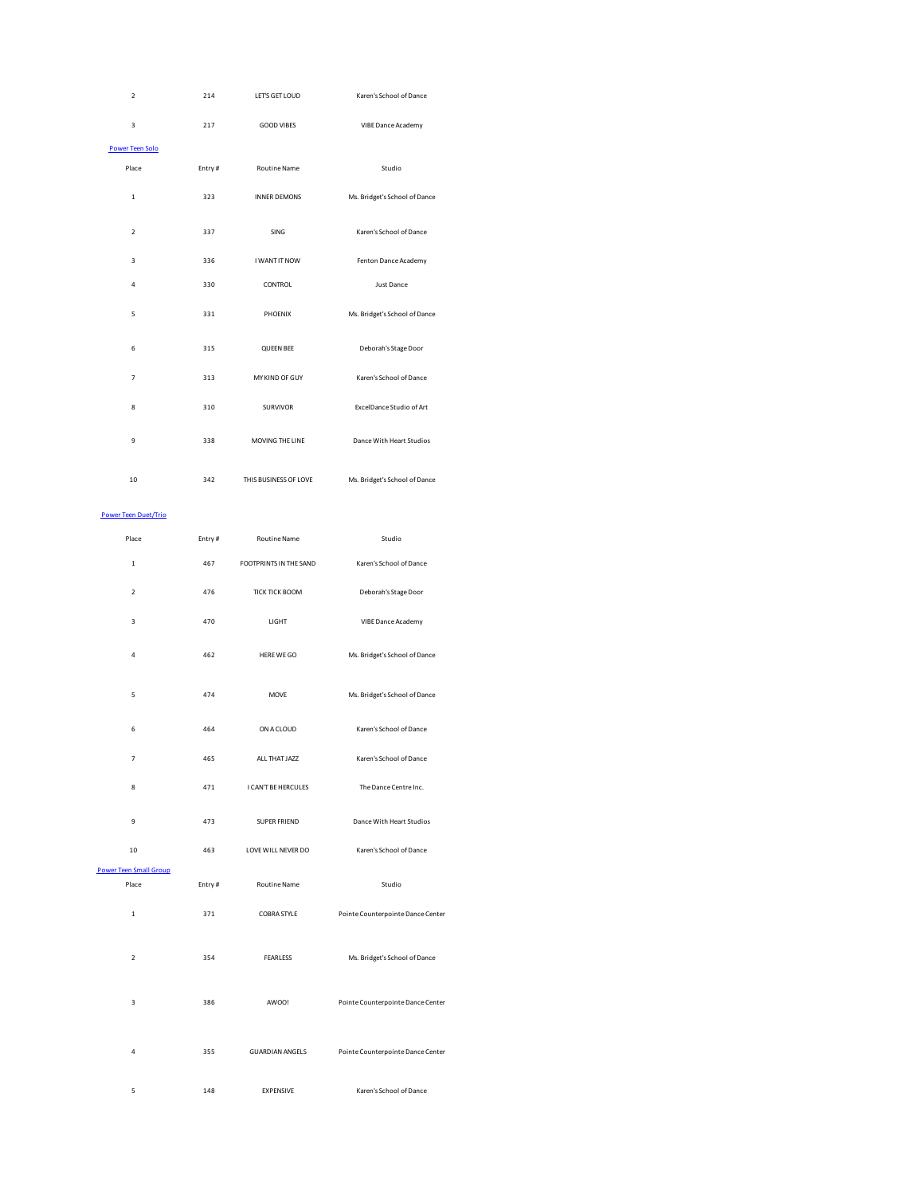| Place | Entry # | Routine Name | Studio |
|---|---|---|---|
| 2 | 214 | LET'S GET LOUD | Karen's School of Dance |
| 3 | 217 | GOOD VIBES | VIBE Dance Academy |

Power Teen Solo

| Place | Entry # | Routine Name | Studio |
|---|---|---|---|
| 1 | 323 | INNER DEMONS | Ms. Bridget's School of Dance |
| 2 | 337 | SING | Karen's School of Dance |
| 3 | 336 | I WANT IT NOW | Fenton Dance Academy |
| 4 | 330 | CONTROL | Just Dance |
| 5 | 331 | PHOENIX | Ms. Bridget's School of Dance |
| 6 | 315 | QUEEN BEE | Deborah's Stage Door |
| 7 | 313 | MY KIND OF GUY | Karen's School of Dance |
| 8 | 310 | SURVIVOR | ExcelDance Studio of Art |
| 9 | 338 | MOVING THE LINE | Dance With Heart Studios |
| 10 | 342 | THIS BUSINESS OF LOVE | Ms. Bridget's School of Dance |

Power Teen Duet/Trio

| Place | Entry # | Routine Name | Studio |
|---|---|---|---|
| 1 | 467 | FOOTPRINTS IN THE SAND | Karen's School of Dance |
| 2 | 476 | TICK TICK BOOM | Deborah's Stage Door |
| 3 | 470 | LIGHT | VIBE Dance Academy |
| 4 | 462 | HERE WE GO | Ms. Bridget's School of Dance |
| 5 | 474 | MOVE | Ms. Bridget's School of Dance |
| 6 | 464 | ON A CLOUD | Karen's School of Dance |
| 7 | 465 | ALL THAT JAZZ | Karen's School of Dance |
| 8 | 471 | I CAN'T BE HERCULES | The Dance Centre Inc. |
| 9 | 473 | SUPER FRIEND | Dance With Heart Studios |
| 10 | 463 | LOVE WILL NEVER DO | Karen's School of Dance |

Power Teen Small Group

| Place | Entry # | Routine Name | Studio |
|---|---|---|---|
| 1 | 371 | COBRA STYLE | Pointe Counterpointe Dance Center |
| 2 | 354 | FEARLESS | Ms. Bridget's School of Dance |
| 3 | 386 | AWOO! | Pointe Counterpointe Dance Center |
| 4 | 355 | GUARDIAN ANGELS | Pointe Counterpointe Dance Center |
| 5 | 148 | EXPENSIVE | Karen's School of Dance |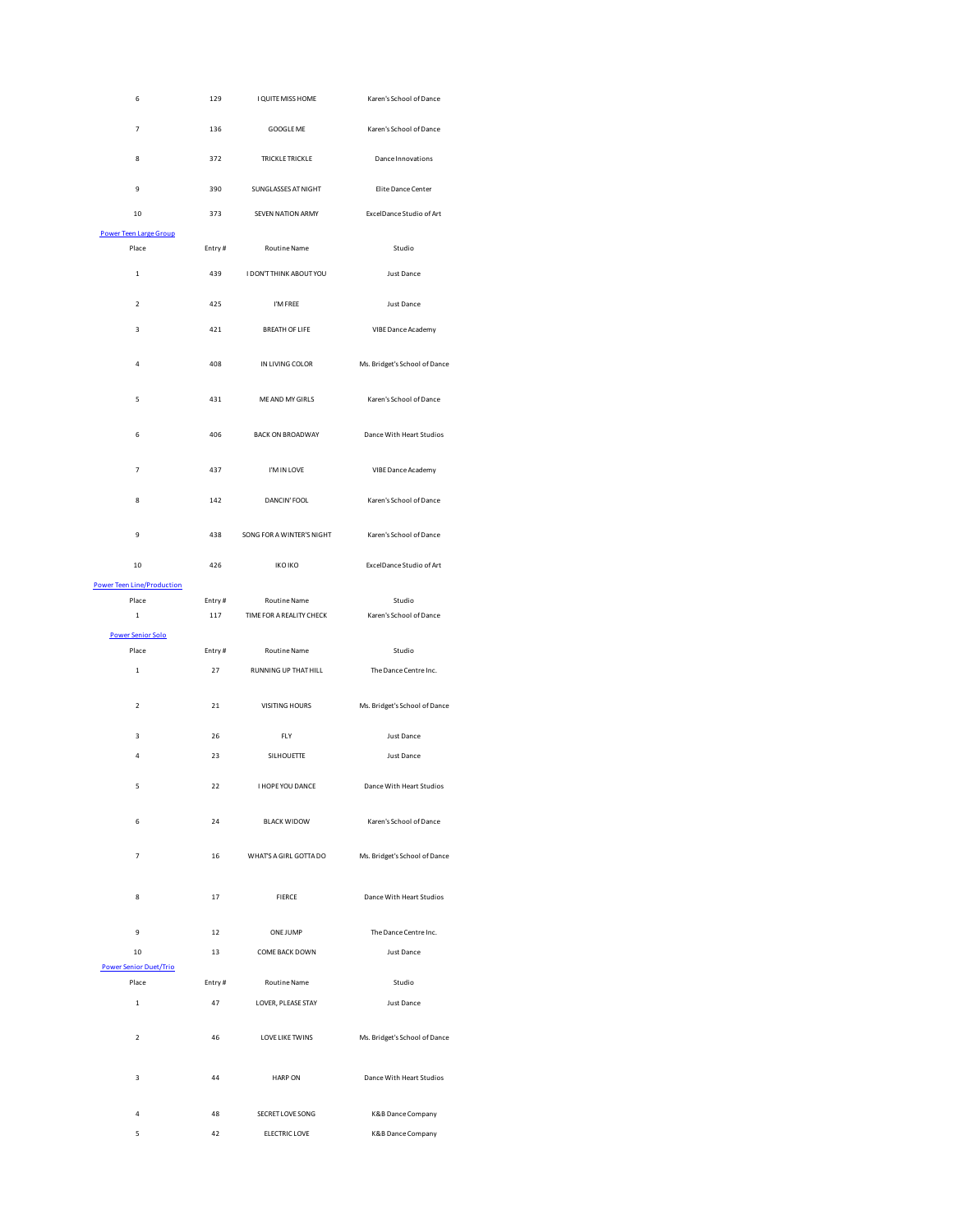| Place | Entry # | Routine Name | Studio |
|---|---|---|---|
| 6 | 129 | I QUITE MISS HOME | Karen's School of Dance |
| 7 | 136 | GOOGLE ME | Karen's School of Dance |
| 8 | 372 | TRICKLE TRICKLE | Dance Innovations |
| 9 | 390 | SUNGLASSES AT NIGHT | Elite Dance Center |
| 10 | 373 | SEVEN NATION ARMY | ExcelDance Studio of Art |

Power Teen Large Group

| Place | Entry # | Routine Name | Studio |
|---|---|---|---|
| 1 | 439 | I DON'T THINK ABOUT YOU | Just Dance |
| 2 | 425 | I'M FREE | Just Dance |
| 3 | 421 | BREATH OF LIFE | VIBE Dance Academy |
| 4 | 408 | IN LIVING COLOR | Ms. Bridget's School of Dance |
| 5 | 431 | ME AND MY GIRLS | Karen's School of Dance |
| 6 | 406 | BACK ON BROADWAY | Dance With Heart Studios |
| 7 | 437 | I'M IN LOVE | VIBE Dance Academy |
| 8 | 142 | DANCIN' FOOL | Karen's School of Dance |
| 9 | 438 | SONG FOR A WINTER'S NIGHT | Karen's School of Dance |
| 10 | 426 | IKO IKO | ExcelDance Studio of Art |

Power Teen Line/Production

| Place | Entry # | Routine Name | Studio |
|---|---|---|---|
| 1 | 117 | TIME FOR A REALITY CHECK | Karen's School of Dance |

Power Senior Solo

| Place | Entry # | Routine Name | Studio |
|---|---|---|---|
| 1 | 27 | RUNNING UP THAT HILL | The Dance Centre Inc. |
| 2 | 21 | VISITING HOURS | Ms. Bridget's School of Dance |
| 3 | 26 | FLY | Just Dance |
| 4 | 23 | SILHOUETTE | Just Dance |
| 5 | 22 | I HOPE YOU DANCE | Dance With Heart Studios |
| 6 | 24 | BLACK WIDOW | Karen's School of Dance |
| 7 | 16 | WHAT'S A GIRL GOTTA DO | Ms. Bridget's School of Dance |
| 8 | 17 | FIERCE | Dance With Heart Studios |
| 9 | 12 | ONE JUMP | The Dance Centre Inc. |
| 10 | 13 | COME BACK DOWN | Just Dance |

Power Senior Duet/Trio

| Place | Entry # | Routine Name | Studio |
|---|---|---|---|
| 1 | 47 | LOVER, PLEASE STAY | Just Dance |
| 2 | 46 | LOVE LIKE TWINS | Ms. Bridget's School of Dance |
| 3 | 44 | HARP ON | Dance With Heart Studios |
| 4 | 48 | SECRET LOVE SONG | K&B Dance Company |
| 5 | 42 | ELECTRIC LOVE | K&B Dance Company |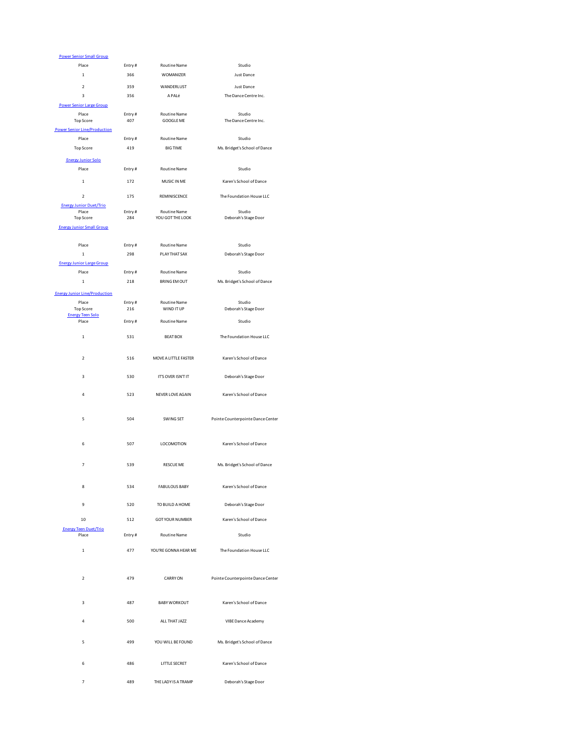### Power Senior Small Group

| Place | Entry # | Routine Name | Studio |
|---|---|---|---|
| 1 | 366 | WOMANIZER | Just Dance |
| 2 | 359 | WANDERLUST | Just Dance |
| 3 | 356 | A PALé | The Dance Centre Inc. |

### Power Senior Large Group

| Place | Entry # | Routine Name | Studio |
|---|---|---|---|
| Top Score | 407 | GOOGLE ME | The Dance Centre Inc. |

### Power Senior Line/Production

| Place | Entry # | Routine Name | Studio |
|---|---|---|---|
| Top Score | 419 | BIG TIME | Ms. Bridget's School of Dance |

### Energy Junior Solo

| Place | Entry # | Routine Name | Studio |
|---|---|---|---|
| 1 | 172 | MUSIC IN ME | Karen's School of Dance |
| 2 | 175 | REMINISCENCE | The Foundation House LLC |

### Energy Junior Duet/Trio

| Place | Entry # | Routine Name | Studio |
|---|---|---|---|
| Top Score | 284 | YOU GOT THE LOOK | Deborah's Stage Door |

### Energy Junior Small Group

| Place | Entry # | Routine Name | Studio |
|---|---|---|---|
| 1 | 298 | PLAY THAT SAX | Deborah's Stage Door |

### Energy Junior Large Group

| Place | Entry # | Routine Name | Studio |
|---|---|---|---|
| 1 | 218 | BRING EM OUT | Ms. Bridget's School of Dance |

### Energy Junior Line/Production

| Place | Entry # | Routine Name | Studio |
|---|---|---|---|
| Top Score | 216 | WIND IT UP | Deborah's Stage Door |

### Energy Teen Solo

| Place | Entry # | Routine Name | Studio |
|---|---|---|---|
| 1 | 531 | BEAT BOX | The Foundation House LLC |
| 2 | 516 | MOVE A LITTLE FASTER | Karen's School of Dance |
| 3 | 530 | IT'S OVER ISN'T IT | Deborah's Stage Door |
| 4 | 523 | NEVER LOVE AGAIN | Karen's School of Dance |
| 5 | 504 | SWING SET | Pointe Counterpointe Dance Center |
| 6 | 507 | LOCOMOTION | Karen's School of Dance |
| 7 | 539 | RESCUE ME | Ms. Bridget's School of Dance |
| 8 | 534 | FABULOUS BABY | Karen's School of Dance |
| 9 | 520 | TO BUILD A HOME | Deborah's Stage Door |
| 10 | 512 | GOT YOUR NUMBER | Karen's School of Dance |

### Energy Teen Duet/Trio

| Place | Entry # | Routine Name | Studio |
|---|---|---|---|
| 1 | 477 | YOU'RE GONNA HEAR ME | The Foundation House LLC |
| 2 | 479 | CARRY ON | Pointe Counterpointe Dance Center |
| 3 | 487 | BABY WORKOUT | Karen's School of Dance |
| 4 | 500 | ALL THAT JAZZ | VIBE Dance Academy |
| 5 | 499 | YOU WILL BE FOUND | Ms. Bridget's School of Dance |
| 6 | 486 | LITTLE SECRET | Karen's School of Dance |
| 7 | 489 | THE LADY IS A TRAMP | Deborah's Stage Door |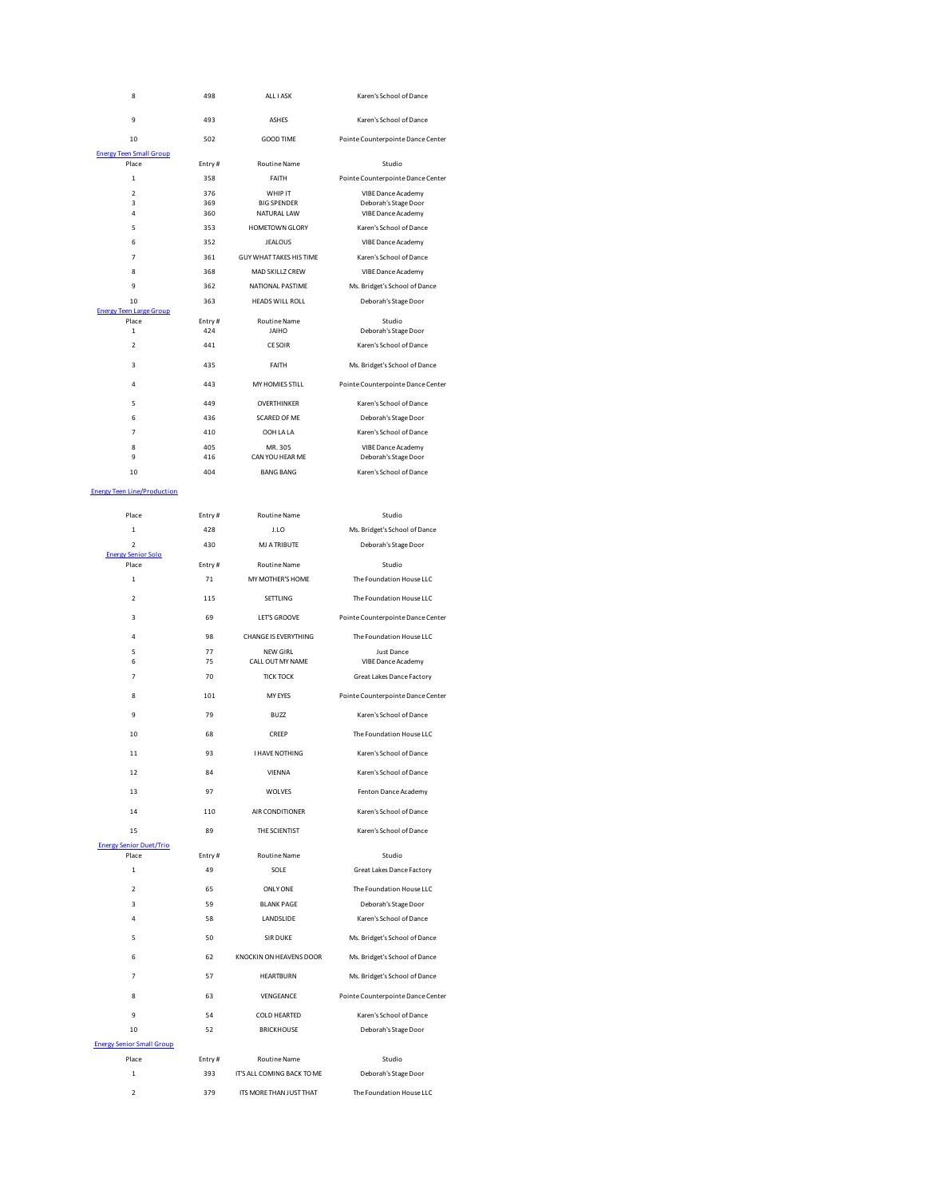| Place | Entry # | Routine Name | Studio |
| --- | --- | --- | --- |
| 8 | 498 | ALL I ASK | Karen's School of Dance |
| 9 | 493 | ASHES | Karen's School of Dance |
| 10 | 502 | GOOD TIME | Pointe Counterpointe Dance Center |

## Energy Teen Small Group

| Place | Entry # | Routine Name | Studio |
| --- | --- | --- | --- |
| 1 | 358 | FAITH | Pointe Counterpointe Dance Center |
| 2 | 376 | WHIP IT | VIBE Dance Academy |
| 3 | 369 | BIG SPENDER | Deborah's Stage Door |
| 4 | 360 | NATURAL LAW | VIBE Dance Academy |
| 5 | 353 | HOMETOWN GLORY | Karen's School of Dance |
| 6 | 352 | JEALOUS | VIBE Dance Academy |
| 7 | 361 | GUY WHAT TAKES HIS TIME | Karen's School of Dance |
| 8 | 368 | MAD SKILLZ CREW | VIBE Dance Academy |
| 9 | 362 | NATIONAL PASTIME | Ms. Bridget's School of Dance |
| 10 | 363 | HEADS WILL ROLL | Deborah's Stage Door |

## Energy Teen Large Group

| Place | Entry # | Routine Name | Studio |
| --- | --- | --- | --- |
| 1 | 424 | JAIHO | Deborah's Stage Door |
| 2 | 441 | CE SOIR | Karen's School of Dance |
| 3 | 435 | FAITH | Ms. Bridget's School of Dance |
| 4 | 443 | MY HOMIES STILL | Pointe Counterpointe Dance Center |
| 5 | 449 | OVERTHINKER | Karen's School of Dance |
| 6 | 436 | SCARED OF ME | Deborah's Stage Door |
| 7 | 410 | OOH LA LA | Karen's School of Dance |
| 8 | 405 | MR. 305 | VIBE Dance Academy |
| 9 | 416 | CAN YOU HEAR ME | Deborah's Stage Door |
| 10 | 404 | BANG BANG | Karen's School of Dance |

## Energy Teen Line/Production

| Place | Entry # | Routine Name | Studio |
| --- | --- | --- | --- |
| 1 | 428 | J.LO | Ms. Bridget's School of Dance |
| 2 | 430 | MJ A TRIBUTE | Deborah's Stage Door |

## Energy Senior Solo

| Place | Entry # | Routine Name | Studio |
| --- | --- | --- | --- |
| 1 | 71 | MY MOTHER'S HOME | The Foundation House LLC |
| 2 | 115 | SETTLING | The Foundation House LLC |
| 3 | 69 | LET'S GROOVE | Pointe Counterpointe Dance Center |
| 4 | 98 | CHANGE IS EVERYTHING | The Foundation House LLC |
| 5 | 77 | NEW GIRL | Just Dance |
| 6 | 75 | CALL OUT MY NAME | VIBE Dance Academy |
| 7 | 70 | TICK TOCK | Great Lakes Dance Factory |
| 8 | 101 | MY EYES | Pointe Counterpointe Dance Center |
| 9 | 79 | BUZZ | Karen's School of Dance |
| 10 | 68 | CREEP | The Foundation House LLC |
| 11 | 93 | I HAVE NOTHING | Karen's School of Dance |
| 12 | 84 | VIENNA | Karen's School of Dance |
| 13 | 97 | WOLVES | Fenton Dance Academy |
| 14 | 110 | AIR CONDITIONER | Karen's School of Dance |
| 15 | 89 | THE SCIENTIST | Karen's School of Dance |

## Energy Senior Duet/Trio

| Place | Entry # | Routine Name | Studio |
| --- | --- | --- | --- |
| 1 | 49 | SOLE | Great Lakes Dance Factory |
| 2 | 65 | ONLY ONE | The Foundation House LLC |
| 3 | 59 | BLANK PAGE | Deborah's Stage Door |
| 4 | 58 | LANDSLIDE | Karen's School of Dance |
| 5 | 50 | SIR DUKE | Ms. Bridget's School of Dance |
| 6 | 62 | KNOCKIN ON HEAVENS DOOR | Ms. Bridget's School of Dance |
| 7 | 57 | HEARTBURN | Ms. Bridget's School of Dance |
| 8 | 63 | VENGEANCE | Pointe Counterpointe Dance Center |
| 9 | 54 | COLD HEARTED | Karen's School of Dance |
| 10 | 52 | BRICKHOUSE | Deborah's Stage Door |

## Energy Senior Small Group

| Place | Entry # | Routine Name | Studio |
| --- | --- | --- | --- |
| 1 | 393 | IT'S ALL COMING BACK TO ME | Deborah's Stage Door |
| 2 | 379 | ITS MORE THAN JUST THAT | The Foundation House LLC |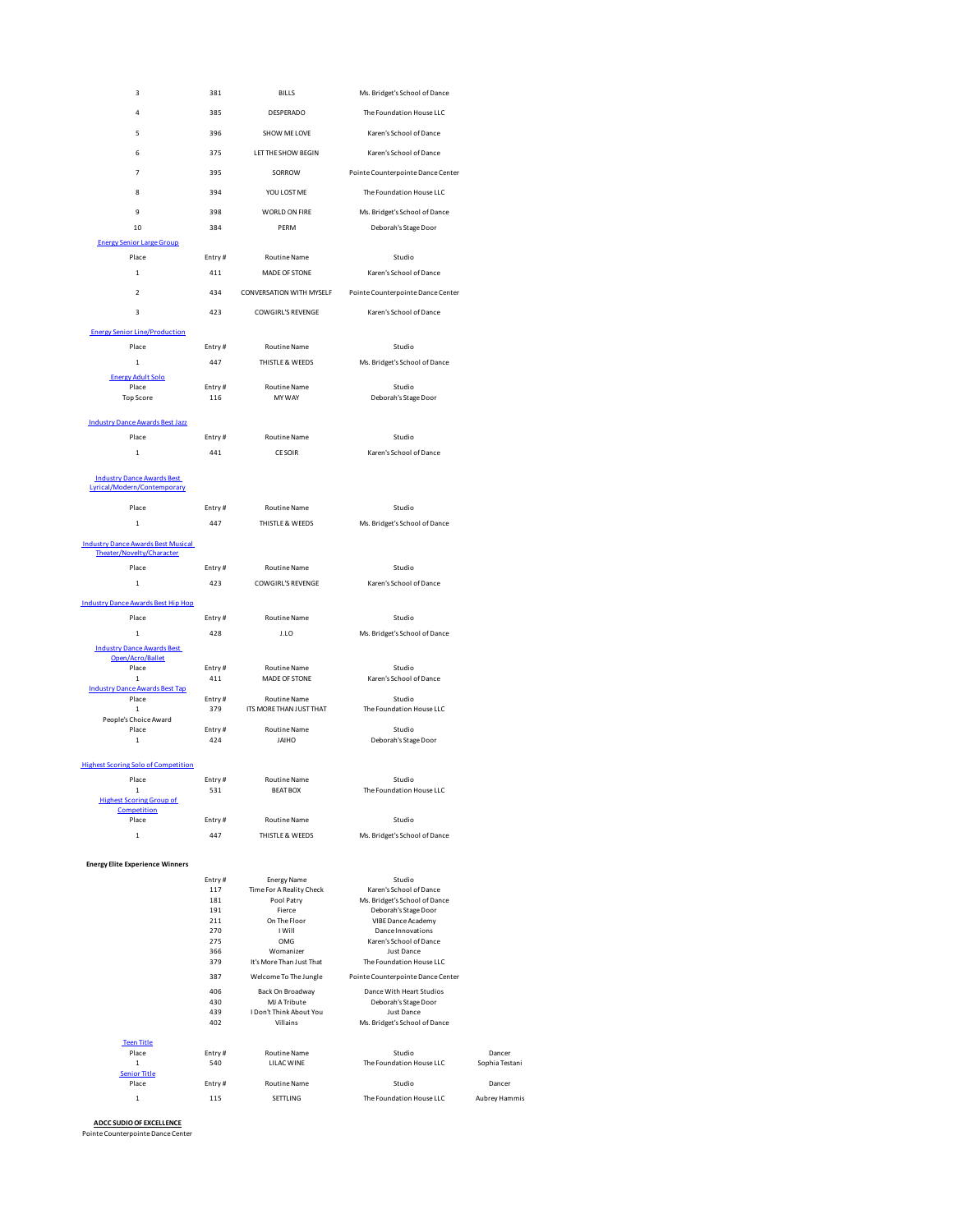| Place | Entry # | Routine Name | Studio |
|---|---|---|---|
| 3 | 381 | BILLS | Ms. Bridget's School of Dance |
| 4 | 385 | DESPERADO | The Foundation House LLC |
| 5 | 396 | SHOW ME LOVE | Karen's School of Dance |
| 6 | 375 | LET THE SHOW BEGIN | Karen's School of Dance |
| 7 | 395 | SORROW | Pointe Counterpointe Dance Center |
| 8 | 394 | YOU LOST ME | The Foundation House LLC |
| 9 | 398 | WORLD ON FIRE | Ms. Bridget's School of Dance |
| 10 | 384 | PERM | Deborah's Stage Door |

### Energy Senior Large Group

| Place | Entry # | Routine Name | Studio |
|---|---|---|---|
| 1 | 411 | MADE OF STONE | Karen's School of Dance |
| 2 | 434 | CONVERSATION WITH MYSELF | Pointe Counterpointe Dance Center |
| 3 | 423 | COWGIRL'S REVENGE | Karen's School of Dance |

### Energy Senior Line/Production

| Place | Entry # | Routine Name | Studio |
|---|---|---|---|
| 1 | 447 | THISTLE & WEEDS | Ms. Bridget's School of Dance |

### Energy Adult Solo

| Place | Entry # | Routine Name | Studio |
|---|---|---|---|
| Top Score | 116 | MY WAY | Deborah's Stage Door |

### Industry Dance Awards Best Jazz

| Place | Entry # | Routine Name | Studio |
|---|---|---|---|
| 1 | 441 | CE SOIR | Karen's School of Dance |

### Industry Dance Awards Best Lyrical/Modern/Contemporary

| Place | Entry # | Routine Name | Studio |
|---|---|---|---|
| 1 | 447 | THISTLE & WEEDS | Ms. Bridget's School of Dance |

### Industry Dance Awards Best Musical Theater/Novelty/Character

| Place | Entry # | Routine Name | Studio |
|---|---|---|---|
| 1 | 423 | COWGIRL'S REVENGE | Karen's School of Dance |

### Industry Dance Awards Best Hip Hop

| Place | Entry # | Routine Name | Studio |
|---|---|---|---|
| 1 | 428 | J.LO | Ms. Bridget's School of Dance |

### Industry Dance Awards Best Open/Acro/Ballet

| Place | Entry # | Routine Name | Studio |
|---|---|---|---|
| 1 | 411 | MADE OF STONE | Karen's School of Dance |

### Industry Dance Awards Best Tap

| Place | Entry # | Routine Name | Studio |
|---|---|---|---|
| 1 | 379 | ITS MORE THAN JUST THAT | The Foundation House LLC |

### People's Choice Award

| Place | Entry # | Routine Name | Studio |
|---|---|---|---|
| 1 | 424 | JAIHO | Deborah's Stage Door |

### Highest Scoring Solo of Competition

| Place | Entry # | Routine Name | Studio |
|---|---|---|---|
| 1 | 531 | BEAT BOX | The Foundation House LLC |

### Highest Scoring Group of Competition

| Place | Entry # | Routine Name | Studio |
|---|---|---|---|
| 1 | 447 | THISTLE & WEEDS | Ms. Bridget's School of Dance |

**Energy Elite Experience Winners**

| Entry # | Energy Name | Studio |
|---|---|---|
| 117 | Time For A Reality Check | Karen's School of Dance |
| 181 | Pool Patry | Ms. Bridget's School of Dance |
| 191 | Fierce | Deborah's Stage Door |
| 211 | On The Floor | VIBE Dance Academy |
| 270 | I Will | Dance Innovations |
| 275 | OMG | Karen's School of Dance |
| 366 | Womanizer | Just Dance |
| 379 | It's More Than Just That | The Foundation House LLC |
| 387 | Welcome To The Jungle | Pointe Counterpointe Dance Center |
| 406 | Back On Broadway | Dance With Heart Studios |
| 430 | MJ A Tribute | Deborah's Stage Door |
| 439 | I Don't Think About You | Just Dance |
| 402 | Villains | Ms. Bridget's School of Dance |

### Teen Title

| Place | Entry # | Routine Name | Studio | Dancer |
|---|---|---|---|---|
| 1 | 540 | LILAC WINE | The Foundation House LLC | Sophia Testani |

### Senior Title

| Place | Entry # | Routine Name | Studio | Dancer |
|---|---|---|---|---|
| 1 | 115 | SETTLING | The Foundation House LLC | Aubrey Hammis |

**ADCC SUDIO OF EXCELLENCE**

Pointe Counterpointe Dance Center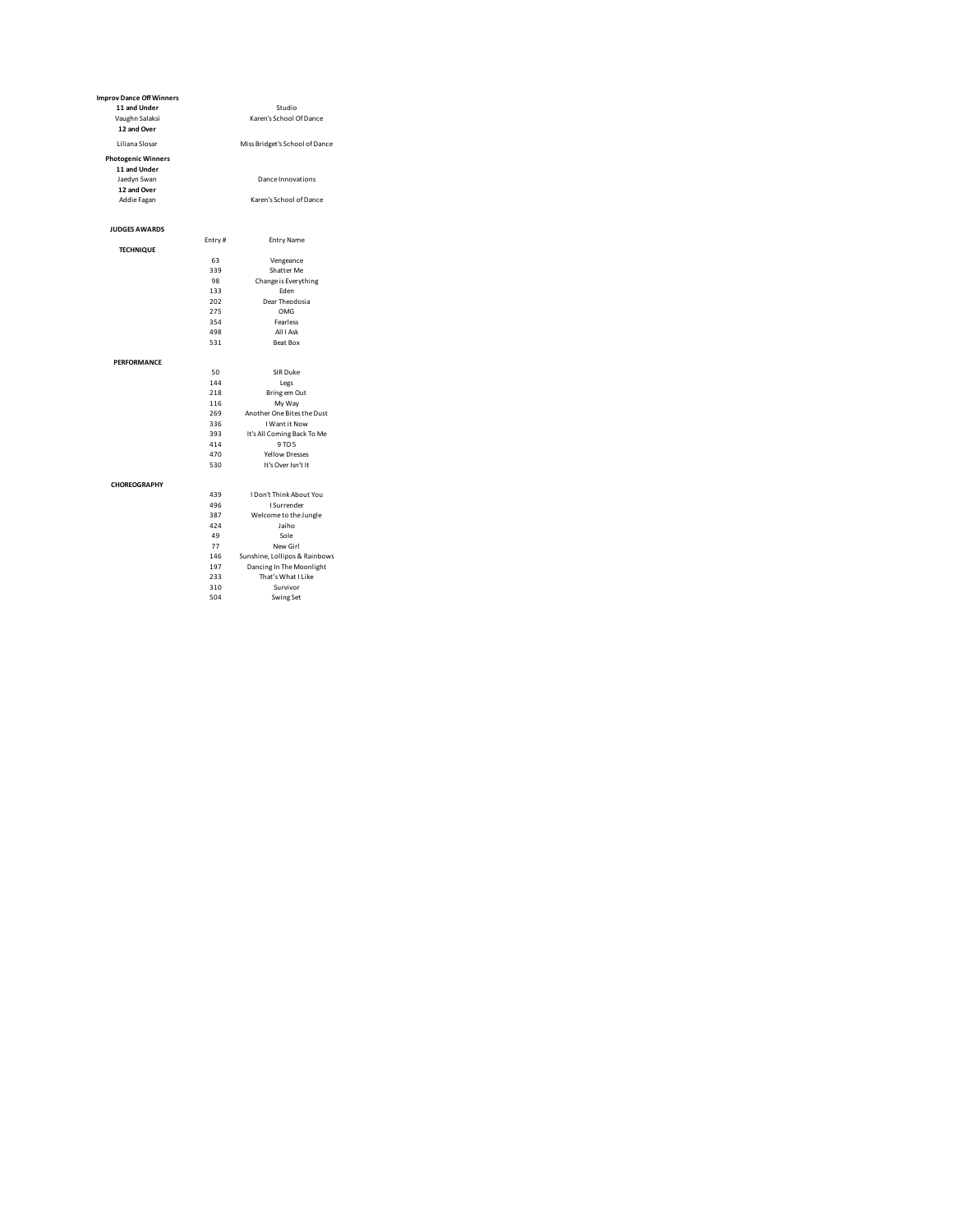**Improv Dance Off Winners**

| | |
|---|---|
| **11 and Under** | Studio |
| Vaughn Salaksi | Karen's School Of Dance |
| **12 and Over** | |
| Liliana Slosar | Miss Bridget's School of Dance |

**Photogenic Winners**

| | |
|---|---|
| **11 and Under** | |
| Jaedyn Swan | Dance Innovations |
| **12 and Over** | |
| Addie Fagan | Karen's School of Dance |

**JUDGES AWARDS**

| | Entry # | Entry Name |
|---|---|---|
| **TECHNIQUE** | | |
| | 63 | Vengeance |
| | 339 | Shatter Me |
| | 98 | Change is Everything |
| | 133 | Eden |
| | 202 | Dear Theodosia |
| | 275 | OMG |
| | 354 | Fearless |
| | 498 | All I Ask |
| | 531 | Beat Box |
| **PERFORMANCE** | | |
| | 50 | SIR Duke |
| | 144 | Legs |
| | 218 | Bring em Out |
| | 116 | My Way |
| | 269 | Another One Bites the Dust |
| | 336 | I Want it Now |
| | 393 | It's All Coming Back To Me |
| | 414 | 9 TO 5 |
| | 470 | Yellow Dresses |
| | 530 | It's Over Isn't It |
| **CHOREOGRAPHY** | | |
| | 439 | I Don't Think About You |
| | 496 | I Surrender |
| | 387 | Welcome to the Jungle |
| | 424 | Jaiho |
| | 49 | Sole |
| | 77 | New Girl |
| | 146 | Sunshine, Lollipos & Rainbows |
| | 197 | Dancing In The Moonlight |
| | 233 | That's What I Like |
| | 310 | Survivor |
| | 504 | Swing Set |